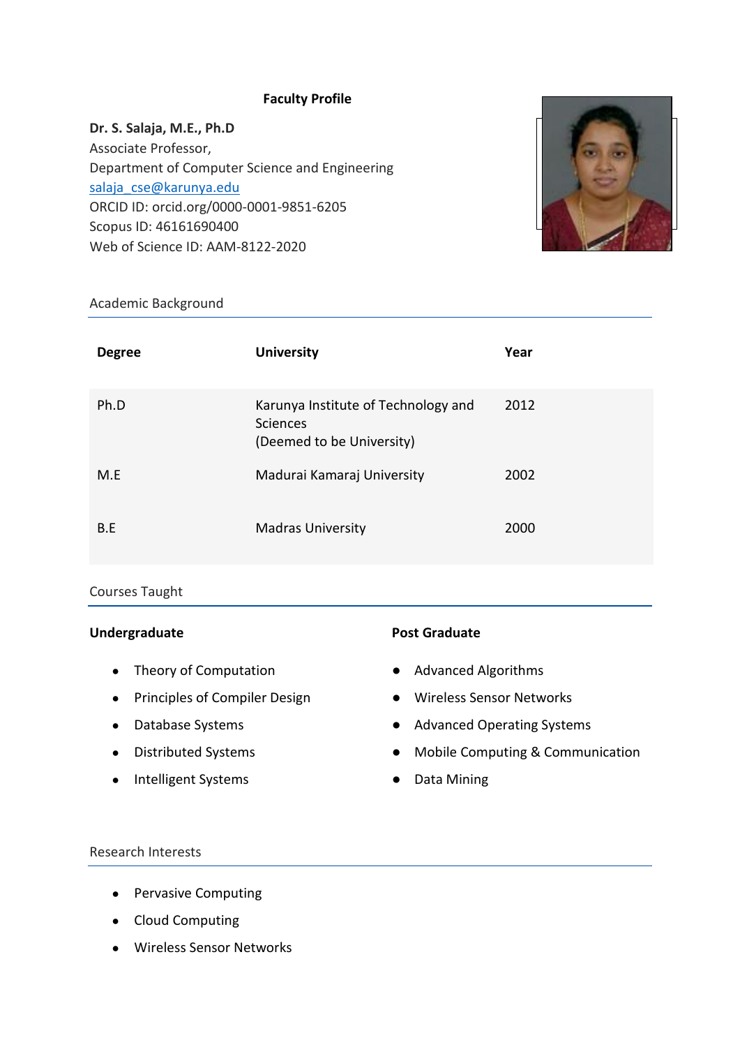# Faculty Profile

**Dr. S. Salaja, M.E., Ph.D**
Associate Professor,
Department of Computer Science and Engineering
salaja_cse@karunya.edu
ORCID ID: orcid.org/0000-0001-9851-6205
Scopus ID: 46161690400
Web of Science ID: AAM-8122-2020

## Academic Background

| Degree | University | Year |
|---|---|---|
| Ph.D | Karunya Institute of Technology and Sciences (Deemed to be University) | 2012 |
| M.E | Madurai Kamaraj University | 2002 |
| B.E | Madras University | 2000 |

## Courses Taught

**Undergraduate**

- Theory of Computation
- Principles of Compiler Design
- Database Systems
- Distributed Systems
- Intelligent Systems

**Post Graduate**

- Advanced Algorithms
- Wireless Sensor Networks
- Advanced Operating Systems
- Mobile Computing & Communication
- Data Mining

## Research Interests

- Pervasive Computing
- Cloud Computing
- Wireless Sensor Networks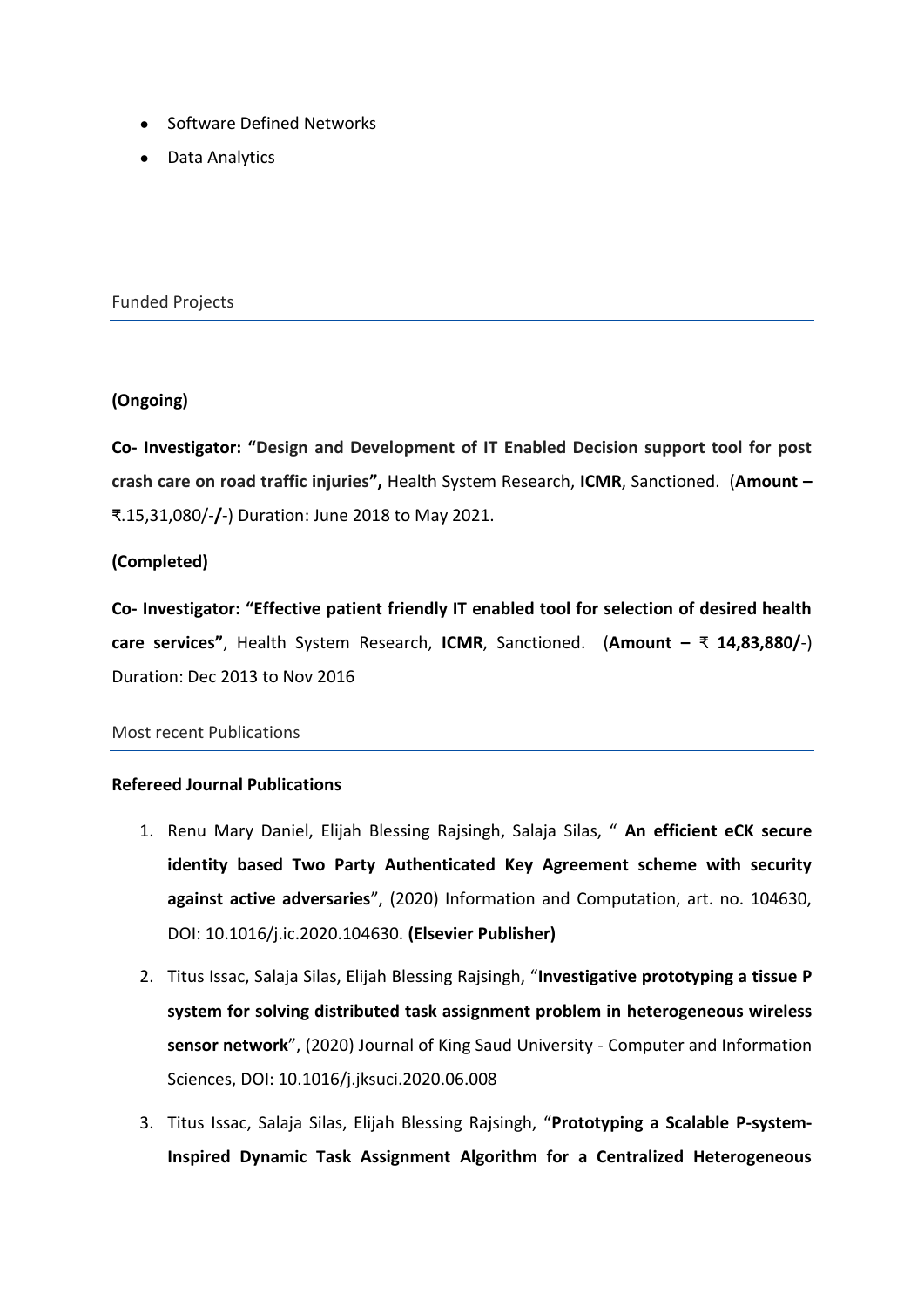- Software Defined Networks
- Data Analytics

## Funded Projects

**(Ongoing)**

**Co- Investigator: "Design and Development of IT Enabled Decision support tool for post crash care on road traffic injuries",** Health System Research, **ICMR**, Sanctioned. (**Amount –** ₹.15,31,080/-**/**-) Duration: June 2018 to May 2021.

**(Completed)**

**Co- Investigator: "Effective patient friendly IT enabled tool for selection of desired health care services"**, Health System Research, **ICMR**, Sanctioned. (**Amount – ₹ 14,83,880/**-) Duration: Dec 2013 to Nov 2016

## Most recent Publications

**Refereed Journal Publications**

1. Renu Mary Daniel, Elijah Blessing Rajsingh, Salaja Silas, " **An efficient eCK secure identity based Two Party Authenticated Key Agreement scheme with security against active adversaries**", (2020) Information and Computation, art. no. 104630, DOI: 10.1016/j.ic.2020.104630. **(Elsevier Publisher)**
2. Titus Issac, Salaja Silas, Elijah Blessing Rajsingh, "**Investigative prototyping a tissue P system for solving distributed task assignment problem in heterogeneous wireless sensor network**", (2020) Journal of King Saud University - Computer and Information Sciences, DOI: 10.1016/j.jksuci.2020.06.008
3. Titus Issac, Salaja Silas, Elijah Blessing Rajsingh, "**Prototyping a Scalable P-system-Inspired Dynamic Task Assignment Algorithm for a Centralized Heterogeneous**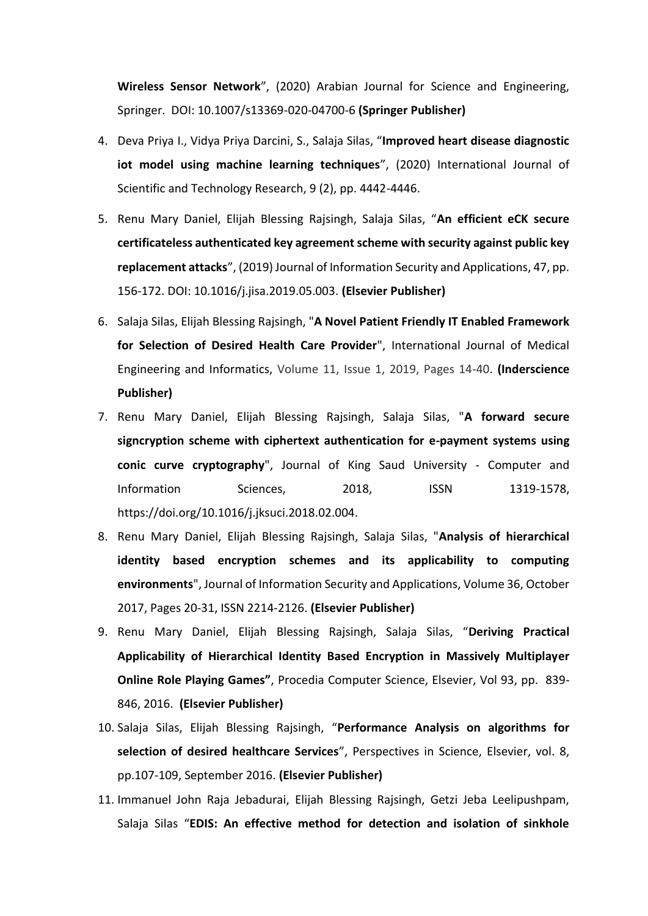**Wireless Sensor Network**", (2020) Arabian Journal for Science and Engineering, Springer. DOI: 10.1007/s13369-020-04700-6 **(Springer Publisher)**

4. Deva Priya I., Vidya Priya Darcini, S., Salaja Silas, "**Improved heart disease diagnostic iot model using machine learning techniques**", (2020) International Journal of Scientific and Technology Research, 9 (2), pp. 4442-4446.
5. Renu Mary Daniel, Elijah Blessing Rajsingh, Salaja Silas, "**An efficient eCK secure certificateless authenticated key agreement scheme with security against public key replacement attacks**", (2019) Journal of Information Security and Applications, 47, pp. 156-172. DOI: 10.1016/j.jisa.2019.05.003. **(Elsevier Publisher)**
6. Salaja Silas, Elijah Blessing Rajsingh, "**A Novel Patient Friendly IT Enabled Framework for Selection of Desired Health Care Provider**", International Journal of Medical Engineering and Informatics, Volume 11, Issue 1, 2019, Pages 14-40. **(Inderscience Publisher)**
7. Renu Mary Daniel, Elijah Blessing Rajsingh, Salaja Silas, "**A forward secure signcryption scheme with ciphertext authentication for e-payment systems using conic curve cryptography**", Journal of King Saud University - Computer and Information Sciences, 2018, ISSN 1319-1578, https://doi.org/10.1016/j.jksuci.2018.02.004.
8. Renu Mary Daniel, Elijah Blessing Rajsingh, Salaja Silas, "**Analysis of hierarchical identity based encryption schemes and its applicability to computing environments**", Journal of Information Security and Applications, Volume 36, October 2017, Pages 20-31, ISSN 2214-2126. **(Elsevier Publisher)**
9. Renu Mary Daniel, Elijah Blessing Rajsingh, Salaja Silas, "**Deriving Practical Applicability of Hierarchical Identity Based Encryption in Massively Multiplayer Online Role Playing Games"**, Procedia Computer Science, Elsevier, Vol 93, pp. 839-846, 2016. **(Elsevier Publisher)**
10. Salaja Silas, Elijah Blessing Rajsingh, "**Performance Analysis on algorithms for selection of desired healthcare Services**", Perspectives in Science, Elsevier, vol. 8, pp.107-109, September 2016. **(Elsevier Publisher)**
11. Immanuel John Raja Jebadurai, Elijah Blessing Rajsingh, Getzi Jeba Leelipushpam, Salaja Silas "**EDIS: An effective method for detection and isolation of sinkhole**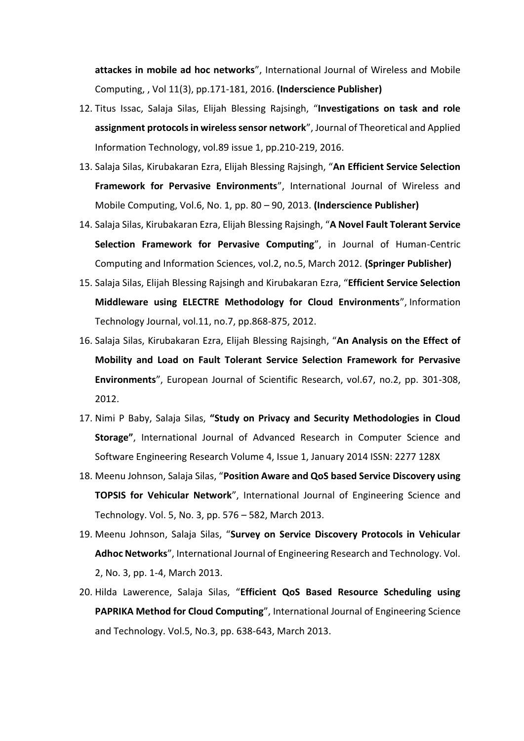**attackes in mobile ad hoc networks**", International Journal of Wireless and Mobile Computing, , Vol 11(3), pp.171-181, 2016. **(Inderscience Publisher)**

12. Titus Issac, Salaja Silas, Elijah Blessing Rajsingh, "**Investigations on task and role assignment protocols in wireless sensor network**", Journal of Theoretical and Applied Information Technology, vol.89 issue 1, pp.210-219, 2016.
13. Salaja Silas, Kirubakaran Ezra, Elijah Blessing Rajsingh, "**An Efficient Service Selection Framework for Pervasive Environments**", International Journal of Wireless and Mobile Computing, Vol.6, No. 1, pp. 80 – 90, 2013. **(Inderscience Publisher)**
14. Salaja Silas, Kirubakaran Ezra, Elijah Blessing Rajsingh, "**A Novel Fault Tolerant Service Selection Framework for Pervasive Computing**", in Journal of Human-Centric Computing and Information Sciences, vol.2, no.5, March 2012. **(Springer Publisher)**
15. Salaja Silas, Elijah Blessing Rajsingh and Kirubakaran Ezra, "**Efficient Service Selection Middleware using ELECTRE Methodology for Cloud Environments**", Information Technology Journal, vol.11, no.7, pp.868-875, 2012.
16. Salaja Silas, Kirubakaran Ezra, Elijah Blessing Rajsingh, "**An Analysis on the Effect of Mobility and Load on Fault Tolerant Service Selection Framework for Pervasive Environments**", European Journal of Scientific Research, vol.67, no.2, pp. 301-308, 2012.
17. Nimi P Baby, Salaja Silas, **"Study on Privacy and Security Methodologies in Cloud Storage"**, International Journal of Advanced Research in Computer Science and Software Engineering Research Volume 4, Issue 1, January 2014 ISSN: 2277 128X
18. Meenu Johnson, Salaja Silas, "**Position Aware and QoS based Service Discovery using TOPSIS for Vehicular Network**", International Journal of Engineering Science and Technology. Vol. 5, No. 3, pp. 576 – 582, March 2013.
19. Meenu Johnson, Salaja Silas, "**Survey on Service Discovery Protocols in Vehicular Adhoc Networks**", International Journal of Engineering Research and Technology. Vol. 2, No. 3, pp. 1-4, March 2013.
20. Hilda Lawerence, Salaja Silas, "**Efficient QoS Based Resource Scheduling using PAPRIKA Method for Cloud Computing**", International Journal of Engineering Science and Technology. Vol.5, No.3, pp. 638-643, March 2013.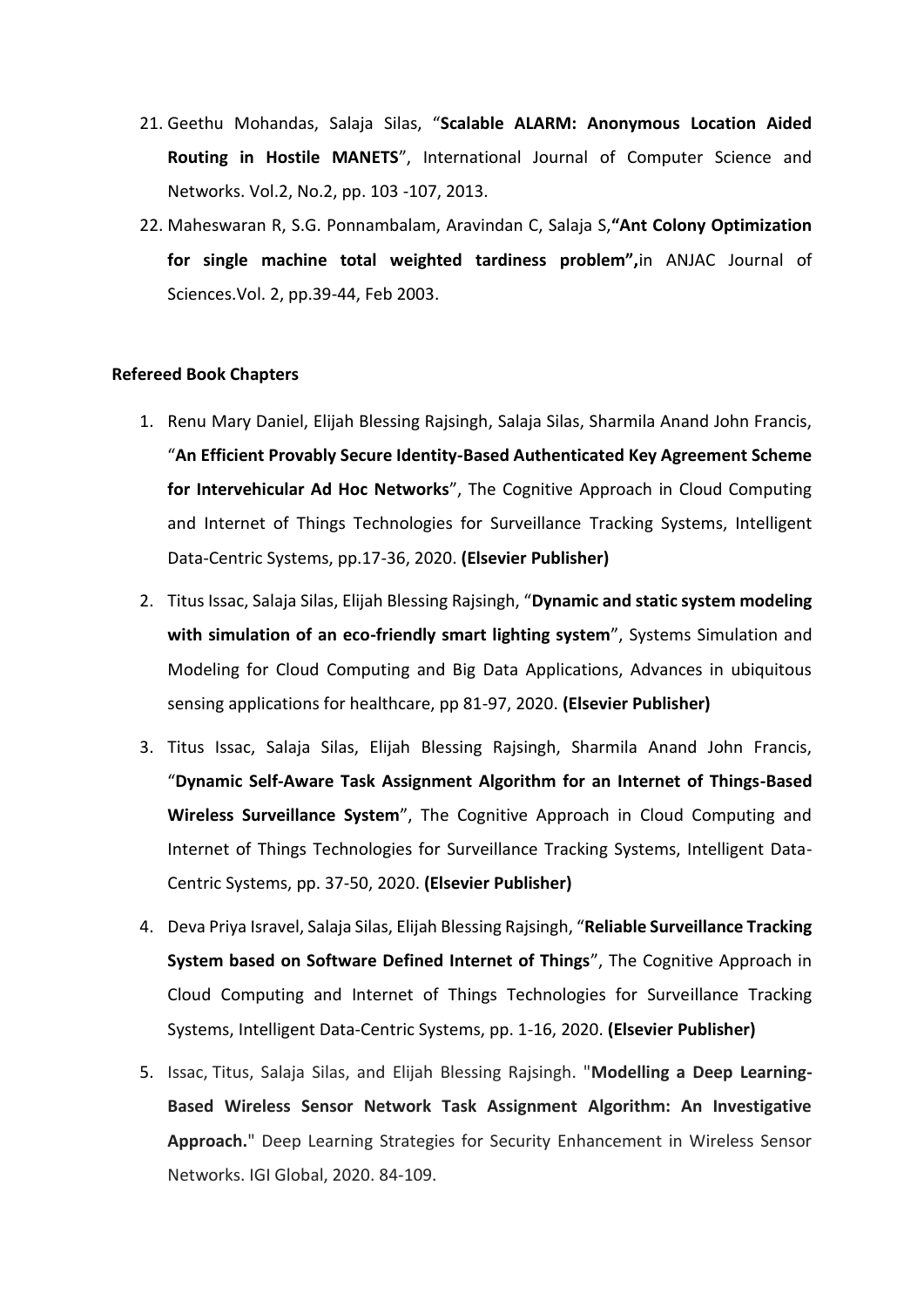21. Geethu Mohandas, Salaja Silas, "**Scalable ALARM: Anonymous Location Aided Routing in Hostile MANETS**", International Journal of Computer Science and Networks. Vol.2, No.2, pp. 103 -107, 2013.
22. Maheswaran R, S.G. Ponnambalam, Aravindan C, Salaja S,**"Ant Colony Optimization for single machine total weighted tardiness problem",**in ANJAC Journal of Sciences.Vol. 2, pp.39-44, Feb 2003.

**Refereed Book Chapters**

1. Renu Mary Daniel, Elijah Blessing Rajsingh, Salaja Silas, Sharmila Anand John Francis, "**An Efficient Provably Secure Identity-Based Authenticated Key Agreement Scheme for Intervehicular Ad Hoc Networks**", The Cognitive Approach in Cloud Computing and Internet of Things Technologies for Surveillance Tracking Systems, Intelligent Data-Centric Systems, pp.17-36, 2020. **(Elsevier Publisher)**
2. Titus Issac, Salaja Silas, Elijah Blessing Rajsingh, "**Dynamic and static system modeling with simulation of an eco-friendly smart lighting system**", Systems Simulation and Modeling for Cloud Computing and Big Data Applications, Advances in ubiquitous sensing applications for healthcare, pp 81-97, 2020. **(Elsevier Publisher)**
3. Titus Issac, Salaja Silas, Elijah Blessing Rajsingh, Sharmila Anand John Francis, "**Dynamic Self-Aware Task Assignment Algorithm for an Internet of Things-Based Wireless Surveillance System**", The Cognitive Approach in Cloud Computing and Internet of Things Technologies for Surveillance Tracking Systems, Intelligent Data-Centric Systems, pp. 37-50, 2020. **(Elsevier Publisher)**
4. Deva Priya Isravel, Salaja Silas, Elijah Blessing Rajsingh, "**Reliable Surveillance Tracking System based on Software Defined Internet of Things**", The Cognitive Approach in Cloud Computing and Internet of Things Technologies for Surveillance Tracking Systems, Intelligent Data-Centric Systems, pp. 1-16, 2020. **(Elsevier Publisher)**
5. Issac, Titus, Salaja Silas, and Elijah Blessing Rajsingh. "**Modelling a Deep Learning-Based Wireless Sensor Network Task Assignment Algorithm: An Investigative Approach.**" Deep Learning Strategies for Security Enhancement in Wireless Sensor Networks. IGI Global, 2020. 84-109.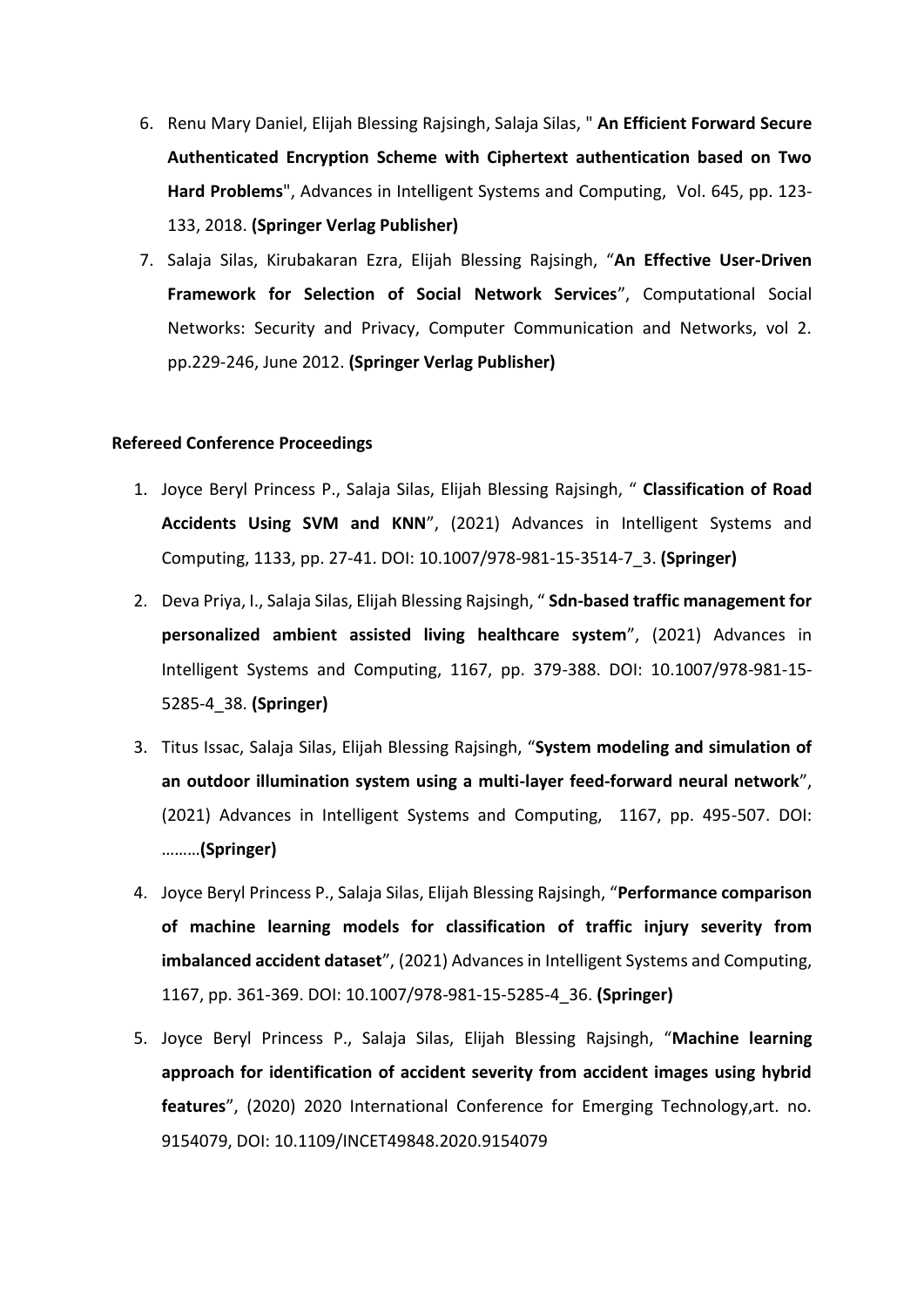6. Renu Mary Daniel, Elijah Blessing Rajsingh, Salaja Silas, " **An Efficient Forward Secure Authenticated Encryption Scheme with Ciphertext authentication based on Two Hard Problems**", Advances in Intelligent Systems and Computing, Vol. 645, pp. 123-133, 2018. **(Springer Verlag Publisher)**
7. Salaja Silas, Kirubakaran Ezra, Elijah Blessing Rajsingh, "**An Effective User-Driven Framework for Selection of Social Network Services**", Computational Social Networks: Security and Privacy, Computer Communication and Networks, vol 2. pp.229-246, June 2012. **(Springer Verlag Publisher)**

**Refereed Conference Proceedings**

1. Joyce Beryl Princess P., Salaja Silas, Elijah Blessing Rajsingh, " **Classification of Road Accidents Using SVM and KNN**", (2021) Advances in Intelligent Systems and Computing, 1133, pp. 27-41. DOI: 10.1007/978-981-15-3514-7_3. **(Springer)**
2. Deva Priya, I., Salaja Silas, Elijah Blessing Rajsingh, " **Sdn-based traffic management for personalized ambient assisted living healthcare system**", (2021) Advances in Intelligent Systems and Computing, 1167, pp. 379-388. DOI: 10.1007/978-981-15-5285-4_38. **(Springer)**
3. Titus Issac, Salaja Silas, Elijah Blessing Rajsingh, "**System modeling and simulation of an outdoor illumination system using a multi-layer feed-forward neural network**", (2021) Advances in Intelligent Systems and Computing, 1167, pp. 495-507. DOI: ………**(Springer)**
4. Joyce Beryl Princess P., Salaja Silas, Elijah Blessing Rajsingh, "**Performance comparison of machine learning models for classification of traffic injury severity from imbalanced accident dataset**", (2021) Advances in Intelligent Systems and Computing, 1167, pp. 361-369. DOI: 10.1007/978-981-15-5285-4_36. **(Springer)**
5. Joyce Beryl Princess P., Salaja Silas, Elijah Blessing Rajsingh, "**Machine learning approach for identification of accident severity from accident images using hybrid features**", (2020) 2020 International Conference for Emerging Technology,art. no. 9154079, DOI: 10.1109/INCET49848.2020.9154079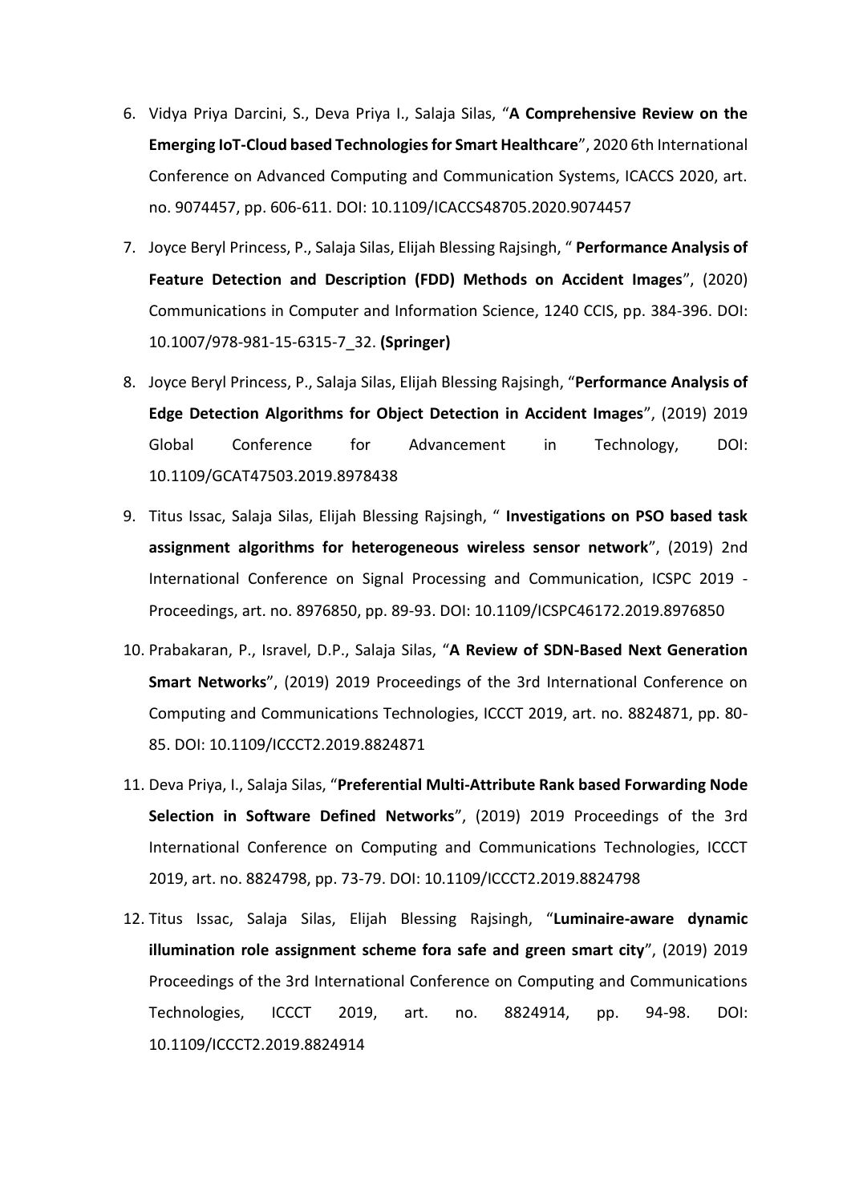6. Vidya Priya Darcini, S., Deva Priya I., Salaja Silas, "**A Comprehensive Review on the Emerging IoT-Cloud based Technologies for Smart Healthcare**", 2020 6th International Conference on Advanced Computing and Communication Systems, ICACCS 2020, art. no. 9074457, pp. 606-611. DOI: 10.1109/ICACCS48705.2020.9074457
7. Joyce Beryl Princess, P., Salaja Silas, Elijah Blessing Rajsingh, " **Performance Analysis of Feature Detection and Description (FDD) Methods on Accident Images**", (2020) Communications in Computer and Information Science, 1240 CCIS, pp. 384-396. DOI: 10.1007/978-981-15-6315-7_32. **(Springer)**
8. Joyce Beryl Princess, P., Salaja Silas, Elijah Blessing Rajsingh, "**Performance Analysis of Edge Detection Algorithms for Object Detection in Accident Images**", (2019) 2019 Global Conference for Advancement in Technology, DOI: 10.1109/GCAT47503.2019.8978438
9. Titus Issac, Salaja Silas, Elijah Blessing Rajsingh, " **Investigations on PSO based task assignment algorithms for heterogeneous wireless sensor network**", (2019) 2nd International Conference on Signal Processing and Communication, ICSPC 2019 - Proceedings, art. no. 8976850, pp. 89-93. DOI: 10.1109/ICSPC46172.2019.8976850
10. Prabakaran, P., Isravel, D.P., Salaja Silas, "**A Review of SDN-Based Next Generation Smart Networks**", (2019) 2019 Proceedings of the 3rd International Conference on Computing and Communications Technologies, ICCCT 2019, art. no. 8824871, pp. 80-85. DOI: 10.1109/ICCCT2.2019.8824871
11. Deva Priya, I., Salaja Silas, "**Preferential Multi-Attribute Rank based Forwarding Node Selection in Software Defined Networks**", (2019) 2019 Proceedings of the 3rd International Conference on Computing and Communications Technologies, ICCCT 2019, art. no. 8824798, pp. 73-79. DOI: 10.1109/ICCCT2.2019.8824798
12. Titus Issac, Salaja Silas, Elijah Blessing Rajsingh, "**Luminaire-aware dynamic illumination role assignment scheme fora safe and green smart city**", (2019) 2019 Proceedings of the 3rd International Conference on Computing and Communications Technologies, ICCCT 2019, art. no. 8824914, pp. 94-98. DOI: 10.1109/ICCCT2.2019.8824914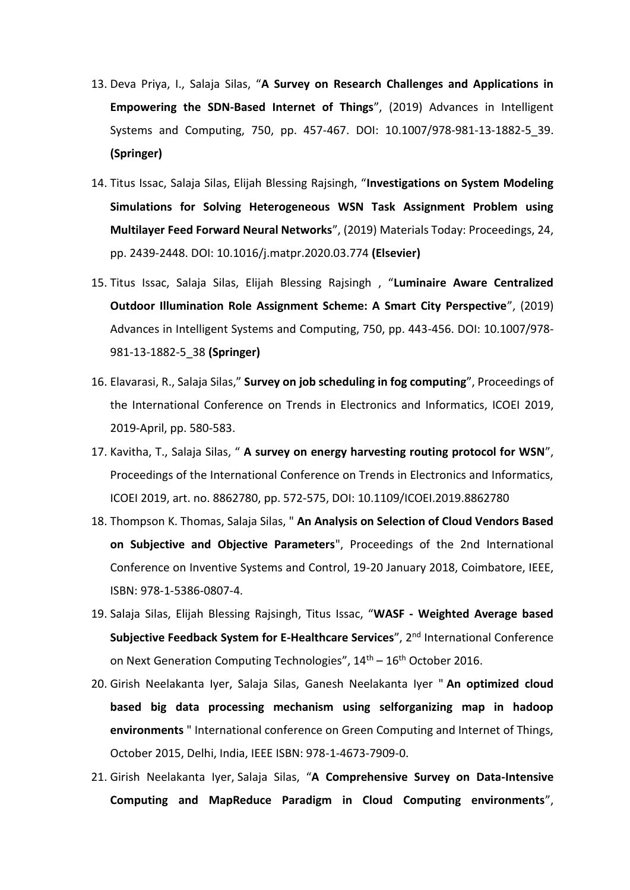13. Deva Priya, I., Salaja Silas, "**A Survey on Research Challenges and Applications in Empowering the SDN-Based Internet of Things**", (2019) Advances in Intelligent Systems and Computing, 750, pp. 457-467. DOI: 10.1007/978-981-13-1882-5_39. **(Springer)**

14. Titus Issac, Salaja Silas, Elijah Blessing Rajsingh, "**Investigations on System Modeling Simulations for Solving Heterogeneous WSN Task Assignment Problem using Multilayer Feed Forward Neural Networks**", (2019) Materials Today: Proceedings, 24, pp. 2439-2448. DOI: 10.1016/j.matpr.2020.03.774 **(Elsevier)**

15. Titus Issac, Salaja Silas, Elijah Blessing Rajsingh , "**Luminaire Aware Centralized Outdoor Illumination Role Assignment Scheme: A Smart City Perspective**", (2019) Advances in Intelligent Systems and Computing, 750, pp. 443-456. DOI: 10.1007/978-981-13-1882-5_38 **(Springer)**

16. Elavarasi, R., Salaja Silas," **Survey on job scheduling in fog computing**", Proceedings of the International Conference on Trends in Electronics and Informatics, ICOEI 2019, 2019-April, pp. 580-583.

17. Kavitha, T., Salaja Silas, " **A survey on energy harvesting routing protocol for WSN**", Proceedings of the International Conference on Trends in Electronics and Informatics, ICOEI 2019, art. no. 8862780, pp. 572-575, DOI: 10.1109/ICOEI.2019.8862780

18. Thompson K. Thomas, Salaja Silas, " **An Analysis on Selection of Cloud Vendors Based on Subjective and Objective Parameters**", Proceedings of the 2nd International Conference on Inventive Systems and Control, 19-20 January 2018, Coimbatore, IEEE, ISBN: 978-1-5386-0807-4.

19. Salaja Silas, Elijah Blessing Rajsingh, Titus Issac, "**WASF - Weighted Average based Subjective Feedback System for E-Healthcare Services**", 2nd International Conference on Next Generation Computing Technologies", 14th – 16th October 2016.

20. Girish Neelakanta Iyer, Salaja Silas, Ganesh Neelakanta Iyer " **An optimized cloud based big data processing mechanism using selforganizing map in hadoop environments** " International conference on Green Computing and Internet of Things, October 2015, Delhi, India, IEEE ISBN: 978-1-4673-7909-0.

21. Girish Neelakanta Iyer, Salaja Silas, "**A Comprehensive Survey on Data-Intensive Computing and MapReduce Paradigm in Cloud Computing environments**",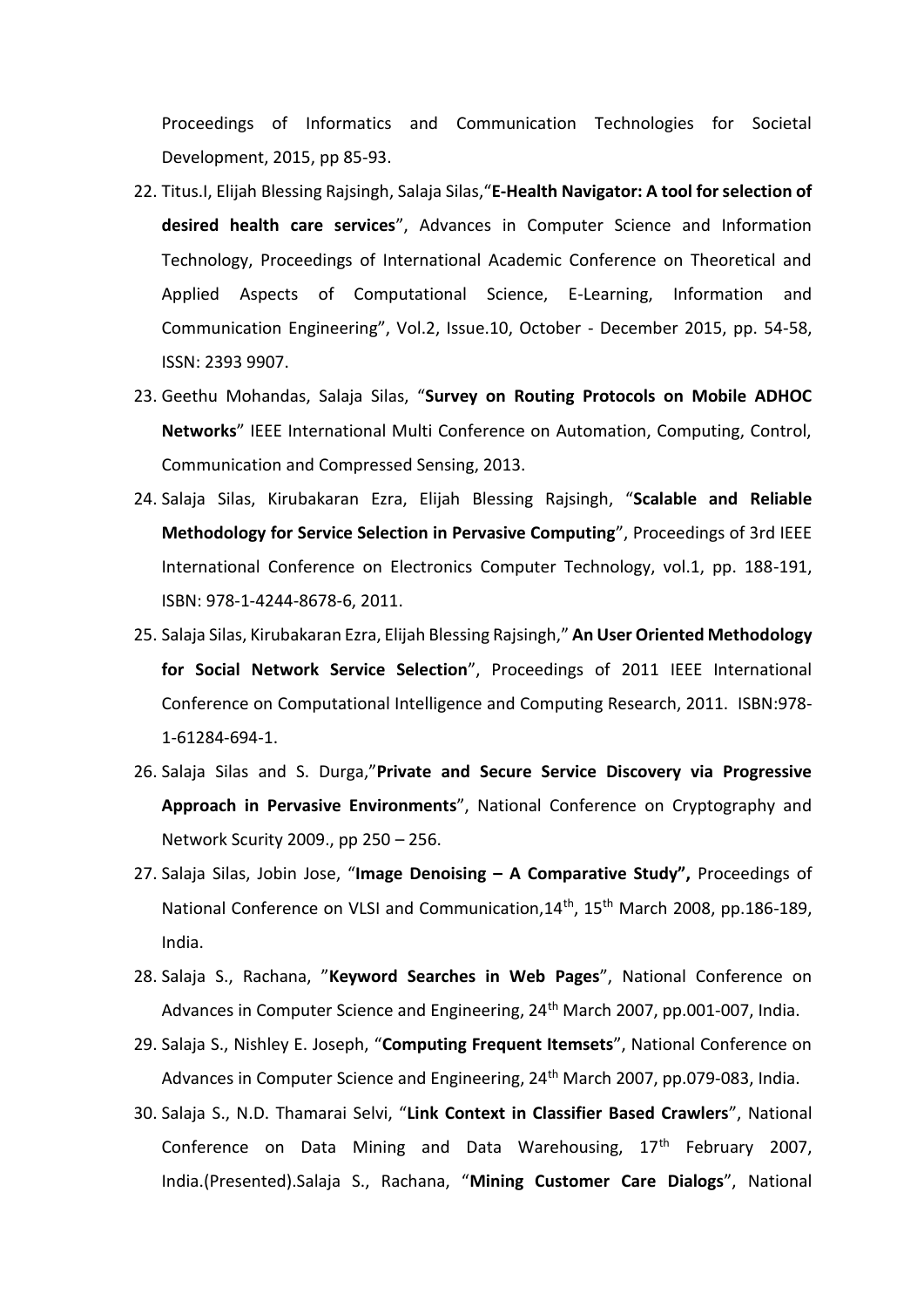Proceedings of Informatics and Communication Technologies for Societal Development, 2015, pp 85-93.

22. Titus.I, Elijah Blessing Rajsingh, Salaja Silas,"**E-Health Navigator: A tool for selection of desired health care services**", Advances in Computer Science and Information Technology, Proceedings of International Academic Conference on Theoretical and Applied Aspects of Computational Science, E-Learning, Information and Communication Engineering", Vol.2, Issue.10, October - December 2015, pp. 54-58, ISSN: 2393 9907.
23. Geethu Mohandas, Salaja Silas, "**Survey on Routing Protocols on Mobile ADHOC Networks**" IEEE International Multi Conference on Automation, Computing, Control, Communication and Compressed Sensing, 2013.
24. Salaja Silas, Kirubakaran Ezra, Elijah Blessing Rajsingh, "**Scalable and Reliable Methodology for Service Selection in Pervasive Computing**", Proceedings of 3rd IEEE International Conference on Electronics Computer Technology, vol.1, pp. 188-191, ISBN: 978-1-4244-8678-6, 2011.
25. Salaja Silas, Kirubakaran Ezra, Elijah Blessing Rajsingh," **An User Oriented Methodology for Social Network Service Selection**", Proceedings of 2011 IEEE International Conference on Computational Intelligence and Computing Research, 2011. ISBN:978-1-61284-694-1.
26. Salaja Silas and S. Durga,"**Private and Secure Service Discovery via Progressive Approach in Pervasive Environments**", National Conference on Cryptography and Network Scurity 2009., pp 250 – 256.
27. Salaja Silas, Jobin Jose, "**Image Denoising – A Comparative Study",** Proceedings of National Conference on VLSI and Communication,14th, 15th March 2008, pp.186-189, India.
28. Salaja S., Rachana, "**Keyword Searches in Web Pages**", National Conference on Advances in Computer Science and Engineering, 24th March 2007, pp.001-007, India.
29. Salaja S., Nishley E. Joseph, "**Computing Frequent Itemsets**", National Conference on Advances in Computer Science and Engineering, 24th March 2007, pp.079-083, India.
30. Salaja S., N.D. Thamarai Selvi, "**Link Context in Classifier Based Crawlers**", National Conference on Data Mining and Data Warehousing, 17th February 2007, India.(Presented).Salaja S., Rachana, "**Mining Customer Care Dialogs**", National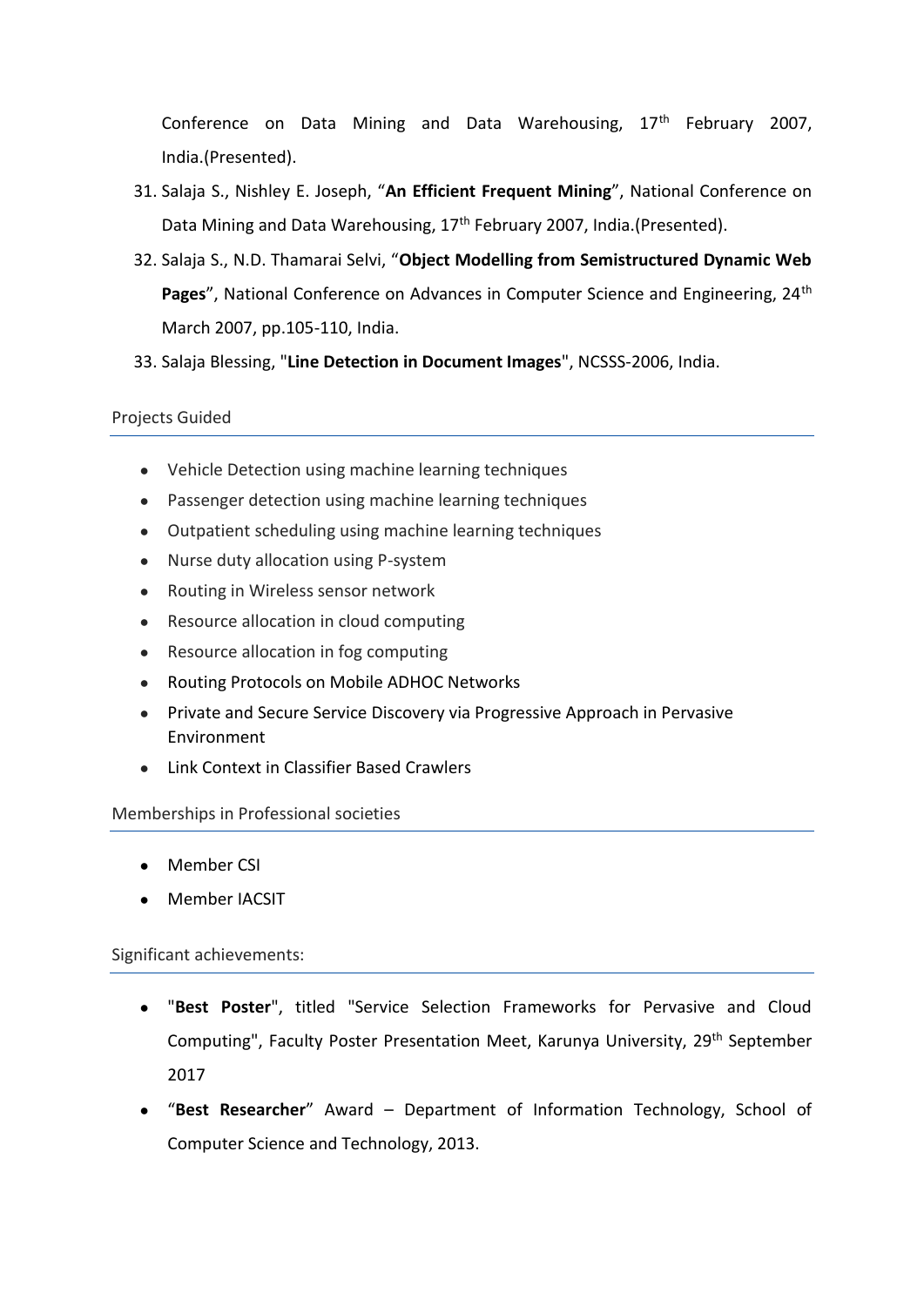Conference on Data Mining and Data Warehousing, 17th February 2007, India.(Presented).

31. Salaja S., Nishley E. Joseph, "**An Efficient Frequent Mining**", National Conference on Data Mining and Data Warehousing, 17th February 2007, India.(Presented).
32. Salaja S., N.D. Thamarai Selvi, "**Object Modelling from Semistructured Dynamic Web Pages**", National Conference on Advances in Computer Science and Engineering, 24th March 2007, pp.105-110, India.
33. Salaja Blessing, "**Line Detection in Document Images**", NCSSS-2006, India.

## Projects Guided

- Vehicle Detection using machine learning techniques
- Passenger detection using machine learning techniques
- Outpatient scheduling using machine learning techniques
- Nurse duty allocation using P-system
- Routing in Wireless sensor network
- Resource allocation in cloud computing
- Resource allocation in fog computing
- Routing Protocols on Mobile ADHOC Networks
- Private and Secure Service Discovery via Progressive Approach in Pervasive Environment
- Link Context in Classifier Based Crawlers

## Memberships in Professional societies

- Member CSI
- Member IACSIT

## Significant achievements:

- "**Best Poster**", titled "Service Selection Frameworks for Pervasive and Cloud Computing", Faculty Poster Presentation Meet, Karunya University, 29th September 2017
- "**Best Researcher**" Award – Department of Information Technology, School of Computer Science and Technology, 2013.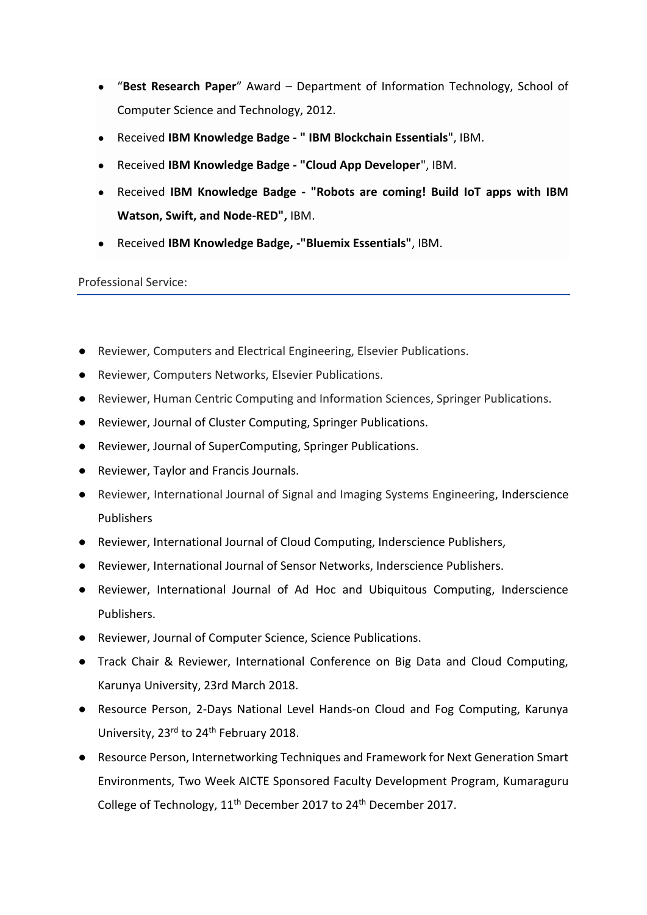- "**Best Research Paper**" Award – Department of Information Technology, School of Computer Science and Technology, 2012.
- Received **IBM Knowledge Badge - " IBM Blockchain Essentials**", IBM.
- Received **IBM Knowledge Badge - "Cloud App Developer**", IBM.
- Received **IBM Knowledge Badge - "Robots are coming! Build IoT apps with IBM Watson, Swift, and Node-RED",** IBM.
- Received **IBM Knowledge Badge, -"Bluemix Essentials"**, IBM.

## Professional Service:

- Reviewer, Computers and Electrical Engineering, Elsevier Publications.
- Reviewer, Computers Networks, Elsevier Publications.
- Reviewer, Human Centric Computing and Information Sciences, Springer Publications.
- Reviewer, Journal of Cluster Computing, Springer Publications.
- Reviewer, Journal of SuperComputing, Springer Publications.
- Reviewer, Taylor and Francis Journals.
- Reviewer, International Journal of Signal and Imaging Systems Engineering, Inderscience Publishers
- Reviewer, International Journal of Cloud Computing, Inderscience Publishers,
- Reviewer, International Journal of Sensor Networks, Inderscience Publishers.
- Reviewer, International Journal of Ad Hoc and Ubiquitous Computing, Inderscience Publishers.
- Reviewer, Journal of Computer Science, Science Publications.
- Track Chair & Reviewer, International Conference on Big Data and Cloud Computing, Karunya University, 23rd March 2018.
- Resource Person, 2-Days National Level Hands-on Cloud and Fog Computing, Karunya University, 23rd to 24th February 2018.
- Resource Person, Internetworking Techniques and Framework for Next Generation Smart Environments, Two Week AICTE Sponsored Faculty Development Program, Kumaraguru College of Technology, 11th December 2017 to 24th December 2017.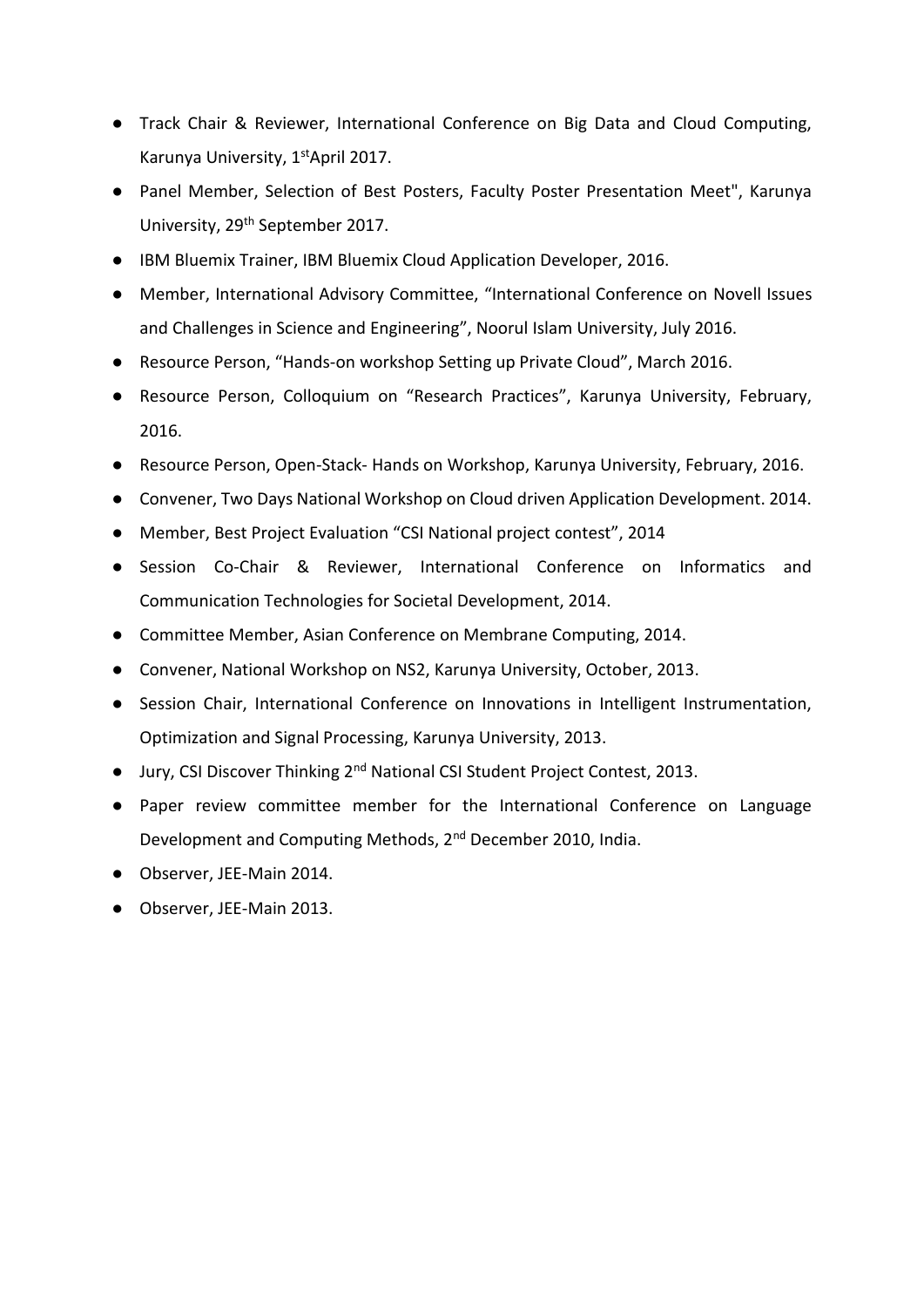- Track Chair & Reviewer, International Conference on Big Data and Cloud Computing, Karunya University, 1st April 2017.
- Panel Member, Selection of Best Posters, Faculty Poster Presentation Meet", Karunya University, 29th September 2017.
- IBM Bluemix Trainer, IBM Bluemix Cloud Application Developer, 2016.
- Member, International Advisory Committee, “International Conference on Novell Issues and Challenges in Science and Engineering”, Noorul Islam University, July 2016.
- Resource Person, “Hands-on workshop Setting up Private Cloud”, March 2016.
- Resource Person, Colloquium on “Research Practices”, Karunya University, February, 2016.
- Resource Person, Open-Stack- Hands on Workshop, Karunya University, February, 2016.
- Convener, Two Days National Workshop on Cloud driven Application Development. 2014.
- Member, Best Project Evaluation “CSI National project contest”, 2014
- Session Co-Chair & Reviewer, International Conference on Informatics and Communication Technologies for Societal Development, 2014.
- Committee Member, Asian Conference on Membrane Computing, 2014.
- Convener, National Workshop on NS2, Karunya University, October, 2013.
- Session Chair, International Conference on Innovations in Intelligent Instrumentation, Optimization and Signal Processing, Karunya University, 2013.
- Jury, CSI Discover Thinking 2nd National CSI Student Project Contest, 2013.
- Paper review committee member for the International Conference on Language Development and Computing Methods, 2nd December 2010, India.
- Observer, JEE-Main 2014.
- Observer, JEE-Main 2013.